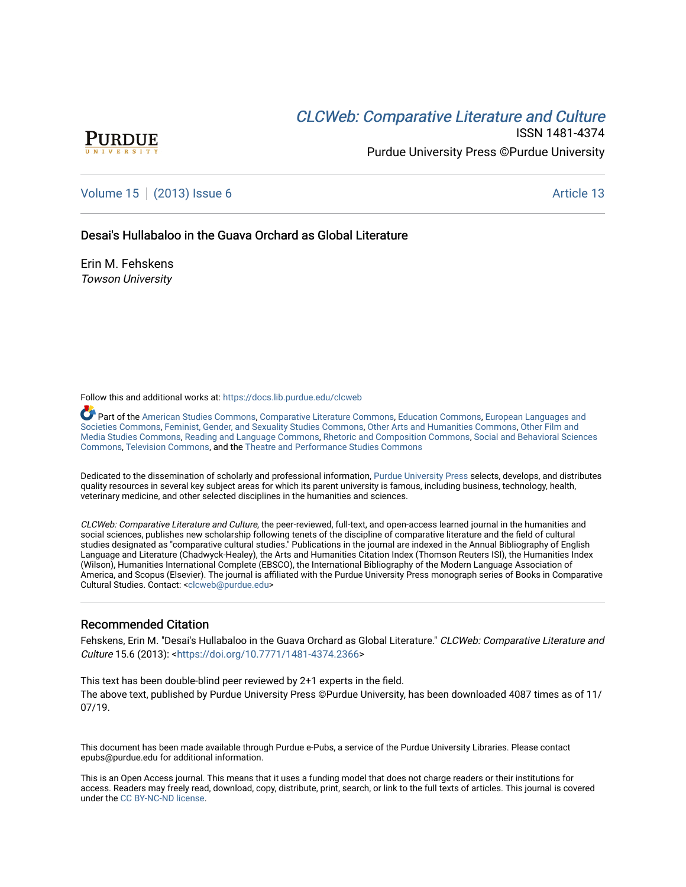*CLCWeb: Comparative Literature and Culture*

ISSN 1481-4374

Purdue University Press ©Purdue University

Volume 15 | (2013) Issue 6 — Article 13

# Desai's Hullabaloo in the Guava Orchard as Global Literature

Erin M. Fehskens
*Towson University*

Follow this and additional works at: https://docs.lib.purdue.edu/clcweb

Part of the American Studies Commons, Comparative Literature Commons, Education Commons, European Languages and Societies Commons, Feminist, Gender, and Sexuality Studies Commons, Other Arts and Humanities Commons, Other Film and Media Studies Commons, Reading and Language Commons, Rhetoric and Composition Commons, Social and Behavioral Sciences Commons, Television Commons, and the Theatre and Performance Studies Commons

Dedicated to the dissemination of scholarly and professional information, Purdue University Press selects, develops, and distributes quality resources in several key subject areas for which its parent university is famous, including business, technology, health, veterinary medicine, and other selected disciplines in the humanities and sciences.

*CLCWeb: Comparative Literature and Culture*, the peer-reviewed, full-text, and open-access learned journal in the humanities and social sciences, publishes new scholarship following tenets of the discipline of comparative literature and the field of cultural studies designated as "comparative cultural studies." Publications in the journal are indexed in the Annual Bibliography of English Language and Literature (Chadwyck-Healey), the Arts and Humanities Citation Index (Thomson Reuters ISI), the Humanities Index (Wilson), Humanities International Complete (EBSCO), the International Bibliography of the Modern Language Association of America, and Scopus (Elsevier). The journal is affiliated with the Purdue University Press monograph series of Books in Comparative Cultural Studies. Contact: <clcweb@purdue.edu>

## Recommended Citation

Fehskens, Erin M. "Desai's Hullabaloo in the Guava Orchard as Global Literature." *CLCWeb: Comparative Literature and Culture* 15.6 (2013): <https://doi.org/10.7771/1481-4374.2366>

This text has been double-blind peer reviewed by 2+1 experts in the field.
The above text, published by Purdue University Press ©Purdue University, has been downloaded 4087 times as of 11/07/19.

This document has been made available through Purdue e-Pubs, a service of the Purdue University Libraries. Please contact epubs@purdue.edu for additional information.

This is an Open Access journal. This means that it uses a funding model that does not charge readers or their institutions for access. Readers may freely read, download, copy, distribute, print, search, or link to the full texts of articles. This journal is covered under the CC BY-NC-ND license.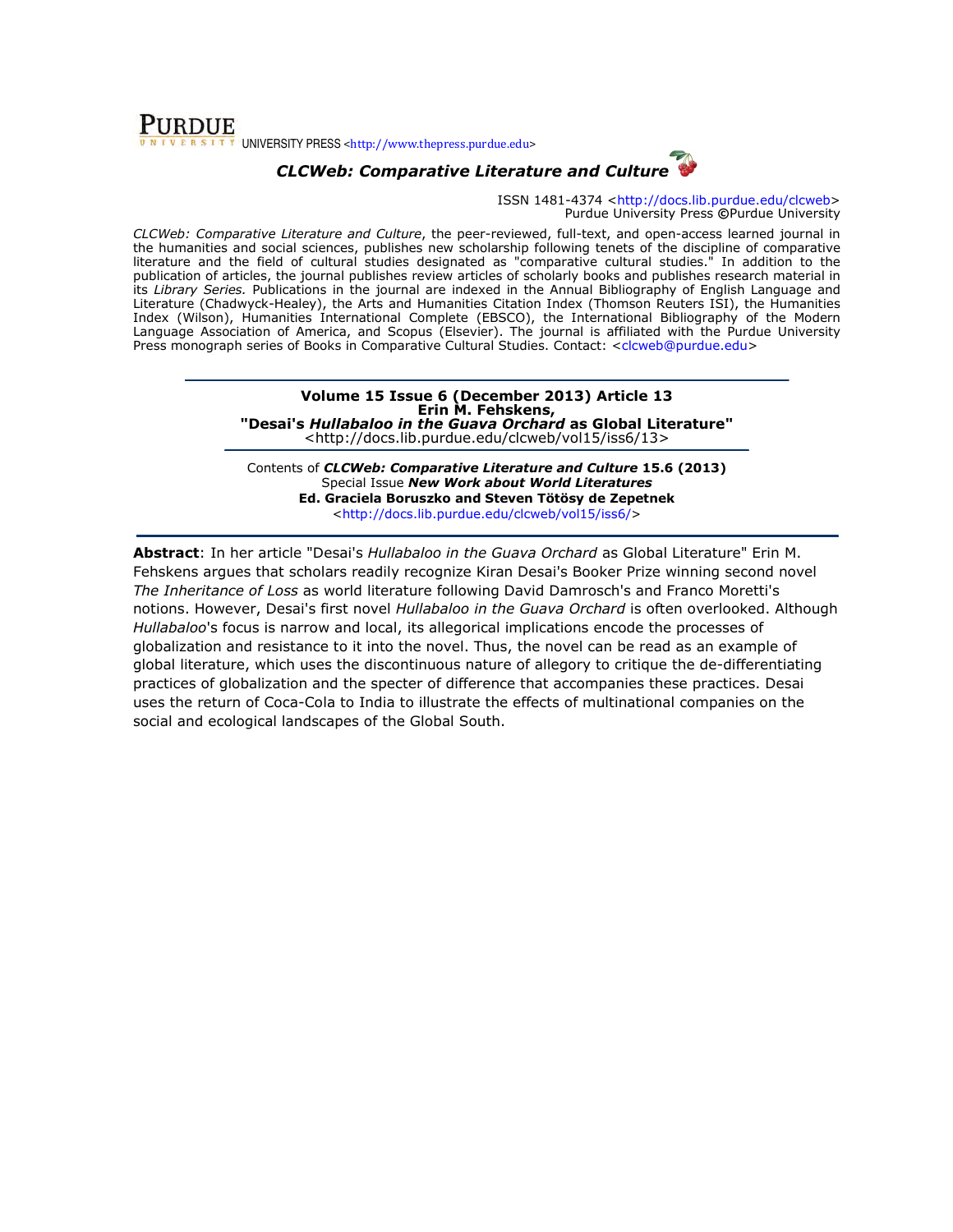**PURDUE** UNIVERSITY PRESS <http://www.thepress.purdue.edu>

***CLCWeb: Comparative Literature and Culture***

ISSN 1481-4374 <http://docs.lib.purdue.edu/clcweb>
Purdue University Press ©Purdue University

*CLCWeb: Comparative Literature and Culture*, the peer-reviewed, full-text, and open-access learned journal in the humanities and social sciences, publishes new scholarship following tenets of the discipline of comparative literature and the field of cultural studies designated as "comparative cultural studies." In addition to the publication of articles, the journal publishes review articles of scholarly books and publishes research material in its *Library Series.* Publications in the journal are indexed in the Annual Bibliography of English Language and Literature (Chadwyck-Healey), the Arts and Humanities Citation Index (Thomson Reuters ISI), the Humanities Index (Wilson), Humanities International Complete (EBSCO), the International Bibliography of the Modern Language Association of America, and Scopus (Elsevier). The journal is affiliated with the Purdue University Press monograph series of Books in Comparative Cultural Studies. Contact: <clcweb@purdue.edu>

---

**Volume 15 Issue 6 (December 2013) Article 13**
**Erin M. Fehskens,**
**"Desai's *Hullabaloo in the Guava Orchard* as Global Literature"**
<http://docs.lib.purdue.edu/clcweb/vol15/iss6/13>

Contents of ***CLCWeb: Comparative Literature and Culture* 15.6 (2013)**
Special Issue ***New Work about World Literatures***
**Ed. Graciela Boruszko and Steven Tötösy de Zepetnek**
<http://docs.lib.purdue.edu/clcweb/vol15/iss6/>

---

**Abstract**: In her article "Desai's *Hullabaloo in the Guava Orchard* as Global Literature" Erin M. Fehskens argues that scholars readily recognize Kiran Desai's Booker Prize winning second novel *The Inheritance of Loss* as world literature following David Damrosch's and Franco Moretti's notions. However, Desai's first novel *Hullabaloo in the Guava Orchard* is often overlooked. Although *Hullabaloo*'s focus is narrow and local, its allegorical implications encode the processes of globalization and resistance to it into the novel. Thus, the novel can be read as an example of global literature, which uses the discontinuous nature of allegory to critique the de-differentiating practices of globalization and the specter of difference that accompanies these practices. Desai uses the return of Coca-Cola to India to illustrate the effects of multinational companies on the social and ecological landscapes of the Global South.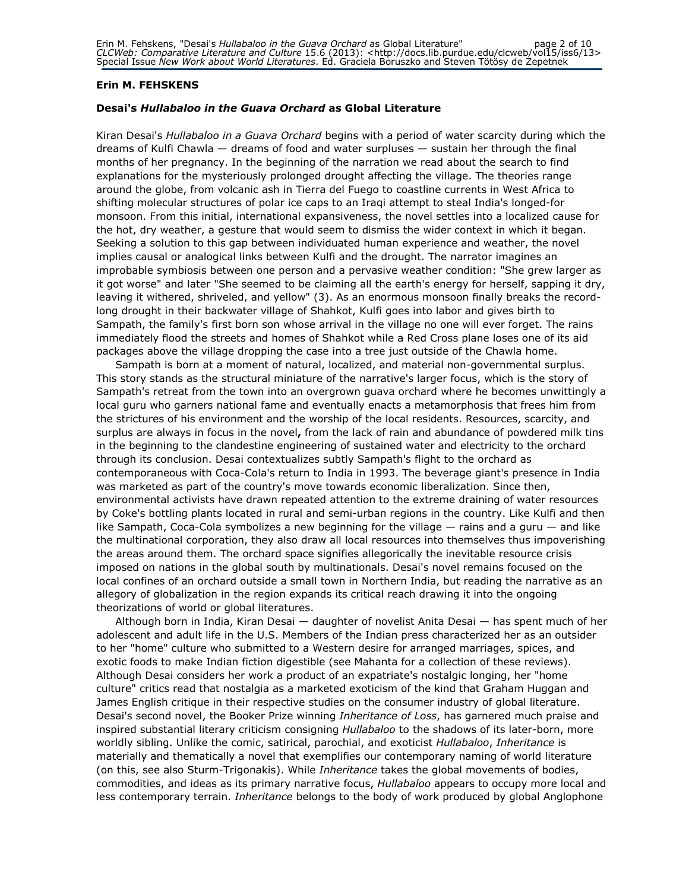**Erin M. FEHSKENS**

**Desai's *Hullabaloo in the Guava Orchard* as Global Literature**

Kiran Desai's *Hullabaloo in a Guava Orchard* begins with a period of water scarcity during which the dreams of Kulfi Chawla — dreams of food and water surpluses — sustain her through the final months of her pregnancy. In the beginning of the narration we read about the search to find explanations for the mysteriously prolonged drought affecting the village. The theories range around the globe, from volcanic ash in Tierra del Fuego to coastline currents in West Africa to shifting molecular structures of polar ice caps to an Iraqi attempt to steal India's longed-for monsoon. From this initial, international expansiveness, the novel settles into a localized cause for the hot, dry weather, a gesture that would seem to dismiss the wider context in which it began. Seeking a solution to this gap between individuated human experience and weather, the novel implies causal or analogical links between Kulfi and the drought. The narrator imagines an improbable symbiosis between one person and a pervasive weather condition: "She grew larger as it got worse" and later "She seemed to be claiming all the earth's energy for herself, sapping it dry, leaving it withered, shriveled, and yellow" (3). As an enormous monsoon finally breaks the record-long drought in their backwater village of Shahkot, Kulfi goes into labor and gives birth to Sampath, the family's first born son whose arrival in the village no one will ever forget. The rains immediately flood the streets and homes of Shahkot while a Red Cross plane loses one of its aid packages above the village dropping the case into a tree just outside of the Chawla home.

Sampath is born at a moment of natural, localized, and material non-governmental surplus. This story stands as the structural miniature of the narrative's larger focus, which is the story of Sampath's retreat from the town into an overgrown guava orchard where he becomes unwittingly a local guru who garners national fame and eventually enacts a metamorphosis that frees him from the strictures of his environment and the worship of the local residents. Resources, scarcity, and surplus are always in focus in the novel**,** from the lack of rain and abundance of powdered milk tins in the beginning to the clandestine engineering of sustained water and electricity to the orchard through its conclusion. Desai contextualizes subtly Sampath's flight to the orchard as contemporaneous with Coca-Cola's return to India in 1993. The beverage giant's presence in India was marketed as part of the country's move towards economic liberalization. Since then, environmental activists have drawn repeated attention to the extreme draining of water resources by Coke's bottling plants located in rural and semi-urban regions in the country. Like Kulfi and then like Sampath, Coca-Cola symbolizes a new beginning for the village — rains and a guru — and like the multinational corporation, they also draw all local resources into themselves thus impoverishing the areas around them. The orchard space signifies allegorically the inevitable resource crisis imposed on nations in the global south by multinationals. Desai's novel remains focused on the local confines of an orchard outside a small town in Northern India, but reading the narrative as an allegory of globalization in the region expands its critical reach drawing it into the ongoing theorizations of world or global literatures.

Although born in India, Kiran Desai — daughter of novelist Anita Desai — has spent much of her adolescent and adult life in the U.S. Members of the Indian press characterized her as an outsider to her "home" culture who submitted to a Western desire for arranged marriages, spices, and exotic foods to make Indian fiction digestible (see Mahanta for a collection of these reviews). Although Desai considers her work a product of an expatriate's nostalgic longing, her "home culture" critics read that nostalgia as a marketed exoticism of the kind that Graham Huggan and James English critique in their respective studies on the consumer industry of global literature. Desai's second novel, the Booker Prize winning *Inheritance of Loss*, has garnered much praise and inspired substantial literary criticism consigning *Hullabaloo* to the shadows of its later-born, more worldly sibling. Unlike the comic, satirical, parochial, and exoticist *Hullabaloo*, *Inheritance* is materially and thematically a novel that exemplifies our contemporary naming of world literature (on this, see also Sturm-Trigonakis). While *Inheritance* takes the global movements of bodies, commodities, and ideas as its primary narrative focus, *Hullabaloo* appears to occupy more local and less contemporary terrain. *Inheritance* belongs to the body of work produced by global Anglophone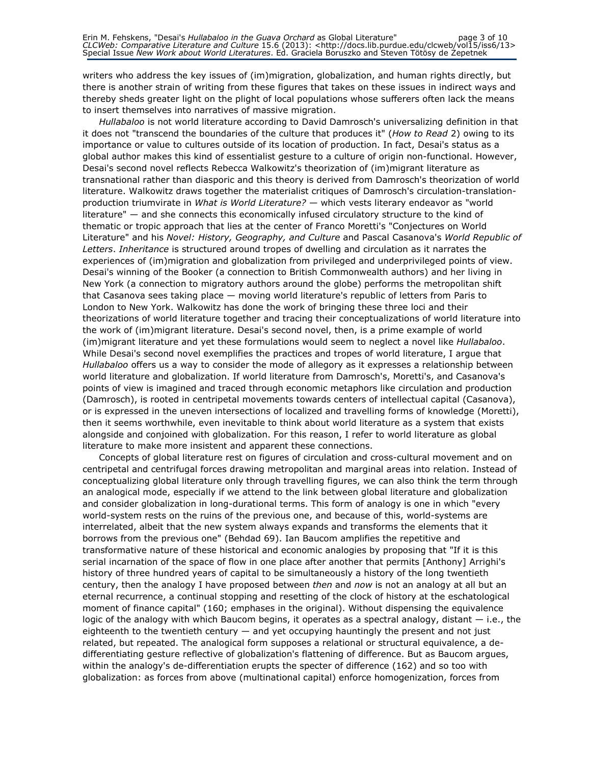writers who address the key issues of (im)migration, globalization, and human rights directly, but there is another strain of writing from these figures that takes on these issues in indirect ways and thereby sheds greater light on the plight of local populations whose sufferers often lack the means to insert themselves into narratives of massive migration.

*Hullabaloo* is not world literature according to David Damrosch's universalizing definition in that it does not "transcend the boundaries of the culture that produces it" (*How to Read* 2) owing to its importance or value to cultures outside of its location of production. In fact, Desai's status as a global author makes this kind of essentialist gesture to a culture of origin non-functional. However, Desai's second novel reflects Rebecca Walkowitz's theorization of (im)migrant literature as transnational rather than diasporic and this theory is derived from Damrosch's theorization of world literature. Walkowitz draws together the materialist critiques of Damrosch's circulation-translation-production triumvirate in *What is World Literature?* — which vests literary endeavor as "world literature" — and she connects this economically infused circulatory structure to the kind of thematic or tropic approach that lies at the center of Franco Moretti's "Conjectures on World Literature" and his *Novel: History, Geography, and Culture* and Pascal Casanova's *World Republic of Letters*. *Inheritance* is structured around tropes of dwelling and circulation as it narrates the experiences of (im)migration and globalization from privileged and underprivileged points of view. Desai's winning of the Booker (a connection to British Commonwealth authors) and her living in New York (a connection to migratory authors around the globe) performs the metropolitan shift that Casanova sees taking place — moving world literature's republic of letters from Paris to London to New York. Walkowitz has done the work of bringing these three loci and their theorizations of world literature together and tracing their conceptualizations of world literature into the work of (im)migrant literature. Desai's second novel, then, is a prime example of world (im)migrant literature and yet these formulations would seem to neglect a novel like *Hullabaloo*. While Desai's second novel exemplifies the practices and tropes of world literature, I argue that *Hullabaloo* offers us a way to consider the mode of allegory as it expresses a relationship between world literature and globalization. If world literature from Damrosch's, Moretti's, and Casanova's points of view is imagined and traced through economic metaphors like circulation and production (Damrosch), is rooted in centripetal movements towards centers of intellectual capital (Casanova), or is expressed in the uneven intersections of localized and travelling forms of knowledge (Moretti), then it seems worthwhile, even inevitable to think about world literature as a system that exists alongside and conjoined with globalization. For this reason, I refer to world literature as global literature to make more insistent and apparent these connections.

Concepts of global literature rest on figures of circulation and cross-cultural movement and on centripetal and centrifugal forces drawing metropolitan and marginal areas into relation. Instead of conceptualizing global literature only through travelling figures, we can also think the term through an analogical mode, especially if we attend to the link between global literature and globalization and consider globalization in long-durational terms. This form of analogy is one in which "every world-system rests on the ruins of the previous one, and because of this, world-systems are interrelated, albeit that the new system always expands and transforms the elements that it borrows from the previous one" (Behdad 69). Ian Baucom amplifies the repetitive and transformative nature of these historical and economic analogies by proposing that "If it is this serial incarnation of the space of flow in one place after another that permits [Anthony] Arrighi's history of three hundred years of capital to be simultaneously a history of the long twentieth century, then the analogy I have proposed between *then* and *now* is not an analogy at all but an eternal recurrence, a continual stopping and resetting of the clock of history at the eschatological moment of finance capital" (160; emphases in the original). Without dispensing the equivalence logic of the analogy with which Baucom begins, it operates as a spectral analogy, distant — i.e., the eighteenth to the twentieth century — and yet occupying hauntingly the present and not just related, but repeated. The analogical form supposes a relational or structural equivalence, a de-differentiating gesture reflective of globalization's flattening of difference. But as Baucom argues, within the analogy's de-differentiation erupts the specter of difference (162) and so too with globalization: as forces from above (multinational capital) enforce homogenization, forces from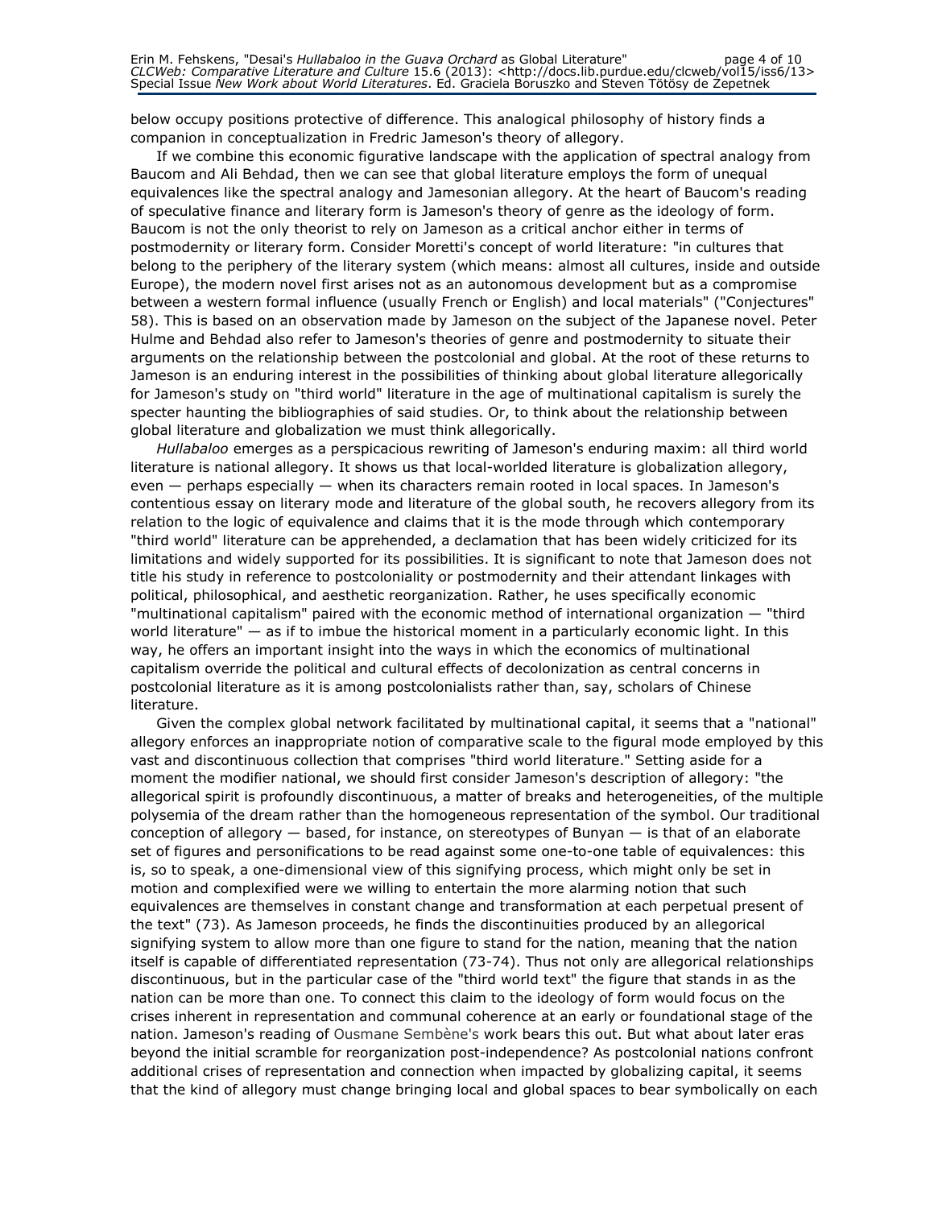below occupy positions protective of difference. This analogical philosophy of history finds a companion in conceptualization in Fredric Jameson's theory of allegory.

If we combine this economic figurative landscape with the application of spectral analogy from Baucom and Ali Behdad, then we can see that global literature employs the form of unequal equivalences like the spectral analogy and Jamesonian allegory. At the heart of Baucom's reading of speculative finance and literary form is Jameson's theory of genre as the ideology of form. Baucom is not the only theorist to rely on Jameson as a critical anchor either in terms of postmodernity or literary form. Consider Moretti's concept of world literature: "in cultures that belong to the periphery of the literary system (which means: almost all cultures, inside and outside Europe), the modern novel first arises not as an autonomous development but as a compromise between a western formal influence (usually French or English) and local materials" ("Conjectures" 58). This is based on an observation made by Jameson on the subject of the Japanese novel. Peter Hulme and Behdad also refer to Jameson's theories of genre and postmodernity to situate their arguments on the relationship between the postcolonial and global. At the root of these returns to Jameson is an enduring interest in the possibilities of thinking about global literature allegorically for Jameson's study on "third world" literature in the age of multinational capitalism is surely the specter haunting the bibliographies of said studies. Or, to think about the relationship between global literature and globalization we must think allegorically.

*Hullabaloo* emerges as a perspicacious rewriting of Jameson's enduring maxim: all third world literature is national allegory. It shows us that local-worlded literature is globalization allegory, even — perhaps especially — when its characters remain rooted in local spaces. In Jameson's contentious essay on literary mode and literature of the global south, he recovers allegory from its relation to the logic of equivalence and claims that it is the mode through which contemporary "third world" literature can be apprehended, a declamation that has been widely criticized for its limitations and widely supported for its possibilities. It is significant to note that Jameson does not title his study in reference to postcoloniality or postmodernity and their attendant linkages with political, philosophical, and aesthetic reorganization. Rather, he uses specifically economic "multinational capitalism" paired with the economic method of international organization — "third world literature" — as if to imbue the historical moment in a particularly economic light. In this way, he offers an important insight into the ways in which the economics of multinational capitalism override the political and cultural effects of decolonization as central concerns in postcolonial literature as it is among postcolonialists rather than, say, scholars of Chinese literature.

Given the complex global network facilitated by multinational capital, it seems that a "national" allegory enforces an inappropriate notion of comparative scale to the figural mode employed by this vast and discontinuous collection that comprises "third world literature." Setting aside for a moment the modifier national, we should first consider Jameson's description of allegory: "the allegorical spirit is profoundly discontinuous, a matter of breaks and heterogeneities, of the multiple polysemia of the dream rather than the homogeneous representation of the symbol. Our traditional conception of allegory — based, for instance, on stereotypes of Bunyan — is that of an elaborate set of figures and personifications to be read against some one-to-one table of equivalences: this is, so to speak, a one-dimensional view of this signifying process, which might only be set in motion and complexified were we willing to entertain the more alarming notion that such equivalences are themselves in constant change and transformation at each perpetual present of the text" (73). As Jameson proceeds, he finds the discontinuities produced by an allegorical signifying system to allow more than one figure to stand for the nation, meaning that the nation itself is capable of differentiated representation (73-74). Thus not only are allegorical relationships discontinuous, but in the particular case of the "third world text" the figure that stands in as the nation can be more than one. To connect this claim to the ideology of form would focus on the crises inherent in representation and communal coherence at an early or foundational stage of the nation. Jameson's reading of Ousmane Sembène's work bears this out. But what about later eras beyond the initial scramble for reorganization post-independence? As postcolonial nations confront additional crises of representation and connection when impacted by globalizing capital, it seems that the kind of allegory must change bringing local and global spaces to bear symbolically on each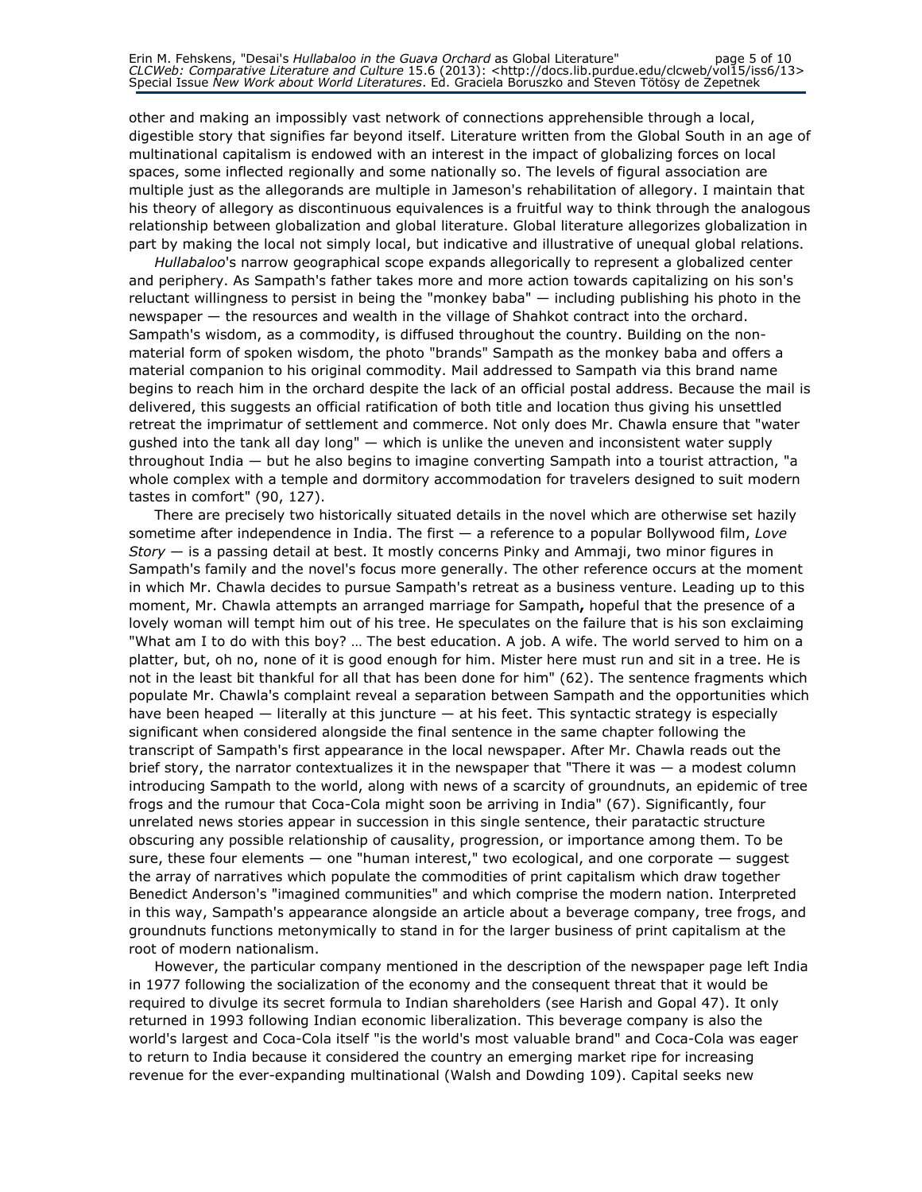other and making an impossibly vast network of connections apprehensible through a local, digestible story that signifies far beyond itself. Literature written from the Global South in an age of multinational capitalism is endowed with an interest in the impact of globalizing forces on local spaces, some inflected regionally and some nationally so. The levels of figural association are multiple just as the allegorands are multiple in Jameson's rehabilitation of allegory. I maintain that his theory of allegory as discontinuous equivalences is a fruitful way to think through the analogous relationship between globalization and global literature. Global literature allegorizes globalization in part by making the local not simply local, but indicative and illustrative of unequal global relations.

*Hullabaloo*'s narrow geographical scope expands allegorically to represent a globalized center and periphery. As Sampath's father takes more and more action towards capitalizing on his son's reluctant willingness to persist in being the "monkey baba" — including publishing his photo in the newspaper — the resources and wealth in the village of Shahkot contract into the orchard. Sampath's wisdom, as a commodity, is diffused throughout the country. Building on the non-material form of spoken wisdom, the photo "brands" Sampath as the monkey baba and offers a material companion to his original commodity. Mail addressed to Sampath via this brand name begins to reach him in the orchard despite the lack of an official postal address. Because the mail is delivered, this suggests an official ratification of both title and location thus giving his unsettled retreat the imprimatur of settlement and commerce. Not only does Mr. Chawla ensure that "water gushed into the tank all day long" — which is unlike the uneven and inconsistent water supply throughout India — but he also begins to imagine converting Sampath into a tourist attraction, "a whole complex with a temple and dormitory accommodation for travelers designed to suit modern tastes in comfort" (90, 127).

There are precisely two historically situated details in the novel which are otherwise set hazily sometime after independence in India. The first — a reference to a popular Bollywood film, *Love Story* — is a passing detail at best. It mostly concerns Pinky and Ammaji, two minor figures in Sampath's family and the novel's focus more generally. The other reference occurs at the moment in which Mr. Chawla decides to pursue Sampath's retreat as a business venture. Leading up to this moment, Mr. Chawla attempts an arranged marriage for Sampath**,** hopeful that the presence of a lovely woman will tempt him out of his tree. He speculates on the failure that is his son exclaiming "What am I to do with this boy? … The best education. A job. A wife. The world served to him on a platter, but, oh no, none of it is good enough for him. Mister here must run and sit in a tree. He is not in the least bit thankful for all that has been done for him" (62). The sentence fragments which populate Mr. Chawla's complaint reveal a separation between Sampath and the opportunities which have been heaped — literally at this juncture — at his feet. This syntactic strategy is especially significant when considered alongside the final sentence in the same chapter following the transcript of Sampath's first appearance in the local newspaper. After Mr. Chawla reads out the brief story, the narrator contextualizes it in the newspaper that "There it was — a modest column introducing Sampath to the world, along with news of a scarcity of groundnuts, an epidemic of tree frogs and the rumour that Coca-Cola might soon be arriving in India" (67). Significantly, four unrelated news stories appear in succession in this single sentence, their paratactic structure obscuring any possible relationship of causality, progression, or importance among them. To be sure, these four elements — one "human interest," two ecological, and one corporate — suggest the array of narratives which populate the commodities of print capitalism which draw together Benedict Anderson's "imagined communities" and which comprise the modern nation. Interpreted in this way, Sampath's appearance alongside an article about a beverage company, tree frogs, and groundnuts functions metonymically to stand in for the larger business of print capitalism at the root of modern nationalism.

However, the particular company mentioned in the description of the newspaper page left India in 1977 following the socialization of the economy and the consequent threat that it would be required to divulge its secret formula to Indian shareholders (see Harish and Gopal 47). It only returned in 1993 following Indian economic liberalization. This beverage company is also the world's largest and Coca-Cola itself "is the world's most valuable brand" and Coca-Cola was eager to return to India because it considered the country an emerging market ripe for increasing revenue for the ever-expanding multinational (Walsh and Dowding 109). Capital seeks new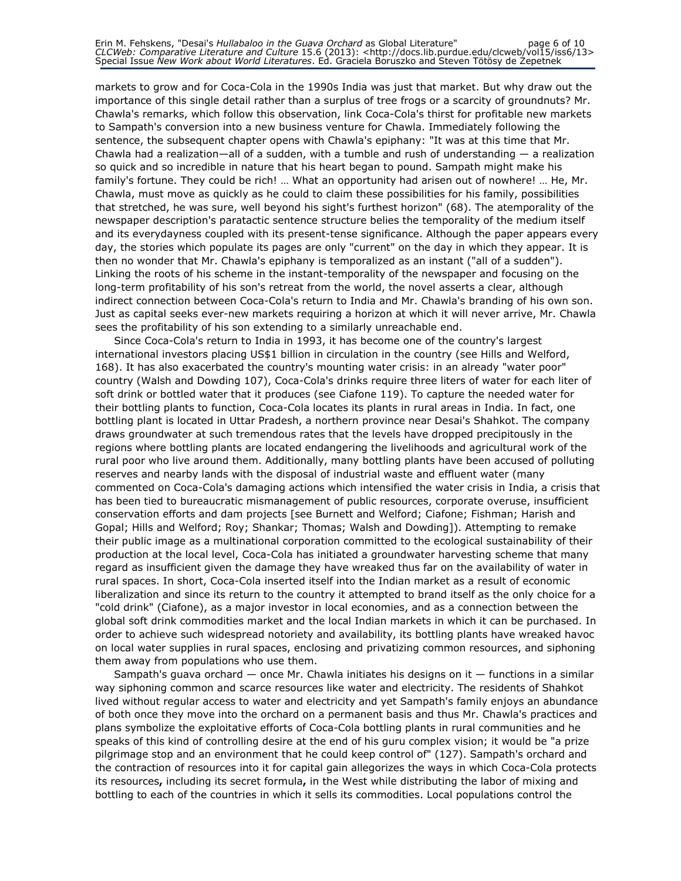markets to grow and for Coca-Cola in the 1990s India was just that market. But why draw out the importance of this single detail rather than a surplus of tree frogs or a scarcity of groundnuts? Mr. Chawla's remarks, which follow this observation, link Coca-Cola's thirst for profitable new markets to Sampath's conversion into a new business venture for Chawla. Immediately following the sentence, the subsequent chapter opens with Chawla's epiphany: "It was at this time that Mr. Chawla had a realization—all of a sudden, with a tumble and rush of understanding — a realization so quick and so incredible in nature that his heart began to pound. Sampath might make his family's fortune. They could be rich! … What an opportunity had arisen out of nowhere! … He, Mr. Chawla, must move as quickly as he could to claim these possibilities for his family, possibilities that stretched, he was sure, well beyond his sight's furthest horizon" (68). The atemporality of the newspaper description's paratactic sentence structure belies the temporality of the medium itself and its everydayness coupled with its present-tense significance. Although the paper appears every day, the stories which populate its pages are only "current" on the day in which they appear. It is then no wonder that Mr. Chawla's epiphany is temporalized as an instant ("all of a sudden"). Linking the roots of his scheme in the instant-temporality of the newspaper and focusing on the long-term profitability of his son's retreat from the world, the novel asserts a clear, although indirect connection between Coca-Cola's return to India and Mr. Chawla's branding of his own son. Just as capital seeks ever-new markets requiring a horizon at which it will never arrive, Mr. Chawla sees the profitability of his son extending to a similarly unreachable end.

Since Coca-Cola's return to India in 1993, it has become one of the country's largest international investors placing US$1 billion in circulation in the country (see Hills and Welford, 168). It has also exacerbated the country's mounting water crisis: in an already "water poor" country (Walsh and Dowding 107), Coca-Cola's drinks require three liters of water for each liter of soft drink or bottled water that it produces (see Ciafone 119). To capture the needed water for their bottling plants to function, Coca-Cola locates its plants in rural areas in India. In fact, one bottling plant is located in Uttar Pradesh, a northern province near Desai's Shahkot. The company draws groundwater at such tremendous rates that the levels have dropped precipitously in the regions where bottling plants are located endangering the livelihoods and agricultural work of the rural poor who live around them. Additionally, many bottling plants have been accused of polluting reserves and nearby lands with the disposal of industrial waste and effluent water (many commented on Coca-Cola's damaging actions which intensified the water crisis in India, a crisis that has been tied to bureaucratic mismanagement of public resources, corporate overuse, insufficient conservation efforts and dam projects [see Burnett and Welford; Ciafone; Fishman; Harish and Gopal; Hills and Welford; Roy; Shankar; Thomas; Walsh and Dowding]). Attempting to remake their public image as a multinational corporation committed to the ecological sustainability of their production at the local level, Coca-Cola has initiated a groundwater harvesting scheme that many regard as insufficient given the damage they have wreaked thus far on the availability of water in rural spaces. In short, Coca-Cola inserted itself into the Indian market as a result of economic liberalization and since its return to the country it attempted to brand itself as the only choice for a "cold drink" (Ciafone), as a major investor in local economies, and as a connection between the global soft drink commodities market and the local Indian markets in which it can be purchased. In order to achieve such widespread notoriety and availability, its bottling plants have wreaked havoc on local water supplies in rural spaces, enclosing and privatizing common resources, and siphoning them away from populations who use them.

Sampath's guava orchard — once Mr. Chawla initiates his designs on it — functions in a similar way siphoning common and scarce resources like water and electricity. The residents of Shahkot lived without regular access to water and electricity and yet Sampath's family enjoys an abundance of both once they move into the orchard on a permanent basis and thus Mr. Chawla's practices and plans symbolize the exploitative efforts of Coca-Cola bottling plants in rural communities and he speaks of this kind of controlling desire at the end of his guru complex vision; it would be "a prize pilgrimage stop and an environment that he could keep control of" (127). Sampath's orchard and the contraction of resources into it for capital gain allegorizes the ways in which Coca-Cola protects its resources**,** including its secret formula**,** in the West while distributing the labor of mixing and bottling to each of the countries in which it sells its commodities. Local populations control the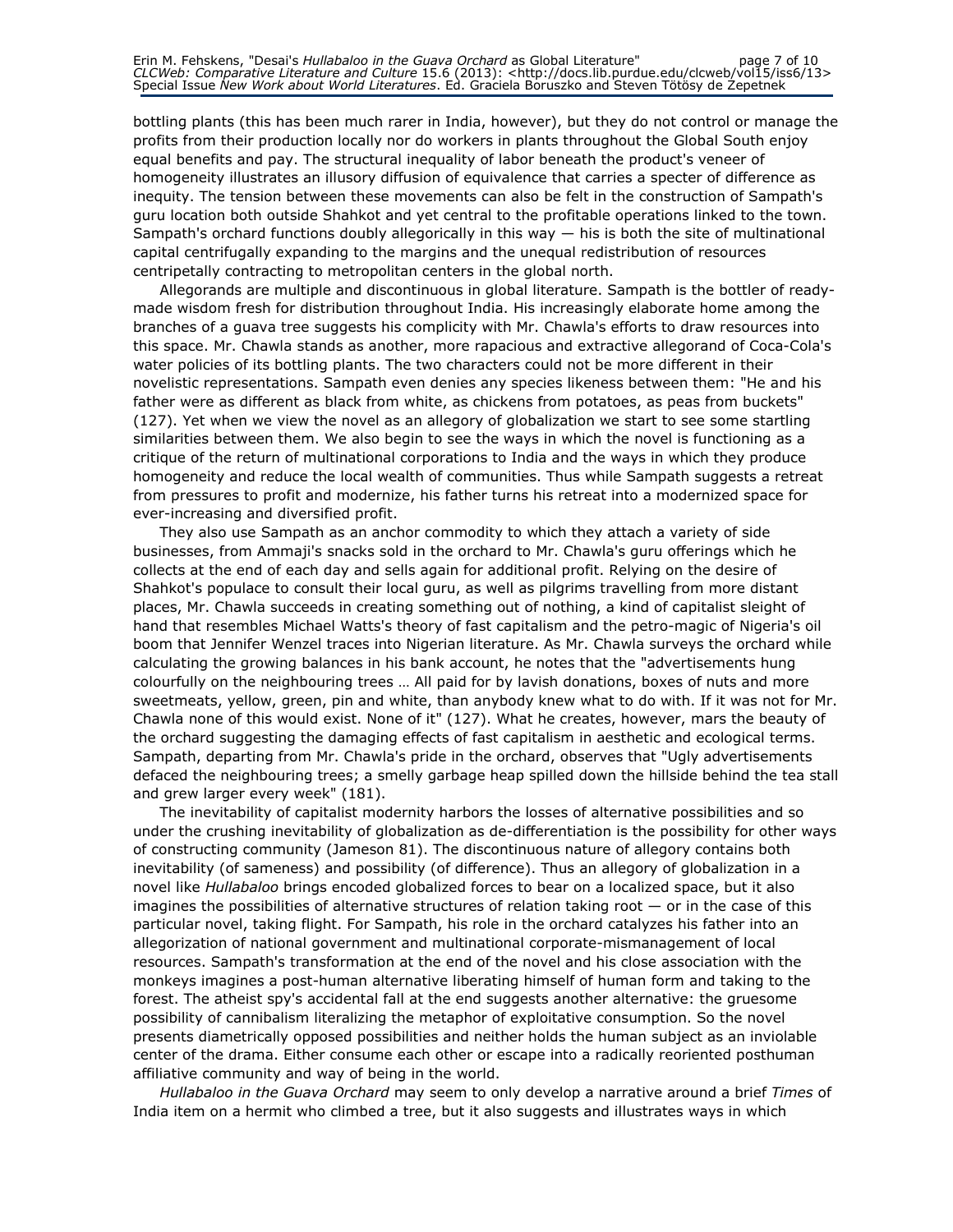bottling plants (this has been much rarer in India, however), but they do not control or manage the profits from their production locally nor do workers in plants throughout the Global South enjoy equal benefits and pay. The structural inequality of labor beneath the product's veneer of homogeneity illustrates an illusory diffusion of equivalence that carries a specter of difference as inequity. The tension between these movements can also be felt in the construction of Sampath's guru location both outside Shahkot and yet central to the profitable operations linked to the town. Sampath's orchard functions doubly allegorically in this way — his is both the site of multinational capital centrifugally expanding to the margins and the unequal redistribution of resources centripetally contracting to metropolitan centers in the global north.

Allegorands are multiple and discontinuous in global literature. Sampath is the bottler of ready-made wisdom fresh for distribution throughout India. His increasingly elaborate home among the branches of a guava tree suggests his complicity with Mr. Chawla's efforts to draw resources into this space. Mr. Chawla stands as another, more rapacious and extractive allegorand of Coca-Cola's water policies of its bottling plants. The two characters could not be more different in their novelistic representations. Sampath even denies any species likeness between them: "He and his father were as different as black from white, as chickens from potatoes, as peas from buckets" (127). Yet when we view the novel as an allegory of globalization we start to see some startling similarities between them. We also begin to see the ways in which the novel is functioning as a critique of the return of multinational corporations to India and the ways in which they produce homogeneity and reduce the local wealth of communities. Thus while Sampath suggests a retreat from pressures to profit and modernize, his father turns his retreat into a modernized space for ever-increasing and diversified profit.

They also use Sampath as an anchor commodity to which they attach a variety of side businesses, from Ammaji's snacks sold in the orchard to Mr. Chawla's guru offerings which he collects at the end of each day and sells again for additional profit. Relying on the desire of Shahkot's populace to consult their local guru, as well as pilgrims travelling from more distant places, Mr. Chawla succeeds in creating something out of nothing, a kind of capitalist sleight of hand that resembles Michael Watts's theory of fast capitalism and the petro-magic of Nigeria's oil boom that Jennifer Wenzel traces into Nigerian literature. As Mr. Chawla surveys the orchard while calculating the growing balances in his bank account, he notes that the "advertisements hung colourfully on the neighbouring trees … All paid for by lavish donations, boxes of nuts and more sweetmeats, yellow, green, pin and white, than anybody knew what to do with. If it was not for Mr. Chawla none of this would exist. None of it" (127). What he creates, however, mars the beauty of the orchard suggesting the damaging effects of fast capitalism in aesthetic and ecological terms. Sampath, departing from Mr. Chawla's pride in the orchard, observes that "Ugly advertisements defaced the neighbouring trees; a smelly garbage heap spilled down the hillside behind the tea stall and grew larger every week" (181).

The inevitability of capitalist modernity harbors the losses of alternative possibilities and so under the crushing inevitability of globalization as de-differentiation is the possibility for other ways of constructing community (Jameson 81). The discontinuous nature of allegory contains both inevitability (of sameness) and possibility (of difference). Thus an allegory of globalization in a novel like *Hullabaloo* brings encoded globalized forces to bear on a localized space, but it also imagines the possibilities of alternative structures of relation taking root — or in the case of this particular novel, taking flight. For Sampath, his role in the orchard catalyzes his father into an allegorization of national government and multinational corporate-mismanagement of local resources. Sampath's transformation at the end of the novel and his close association with the monkeys imagines a post-human alternative liberating himself of human form and taking to the forest. The atheist spy's accidental fall at the end suggests another alternative: the gruesome possibility of cannibalism literalizing the metaphor of exploitative consumption. So the novel presents diametrically opposed possibilities and neither holds the human subject as an inviolable center of the drama. Either consume each other or escape into a radically reoriented posthuman affiliative community and way of being in the world.

*Hullabaloo in the Guava Orchard* may seem to only develop a narrative around a brief *Times* of India item on a hermit who climbed a tree, but it also suggests and illustrates ways in which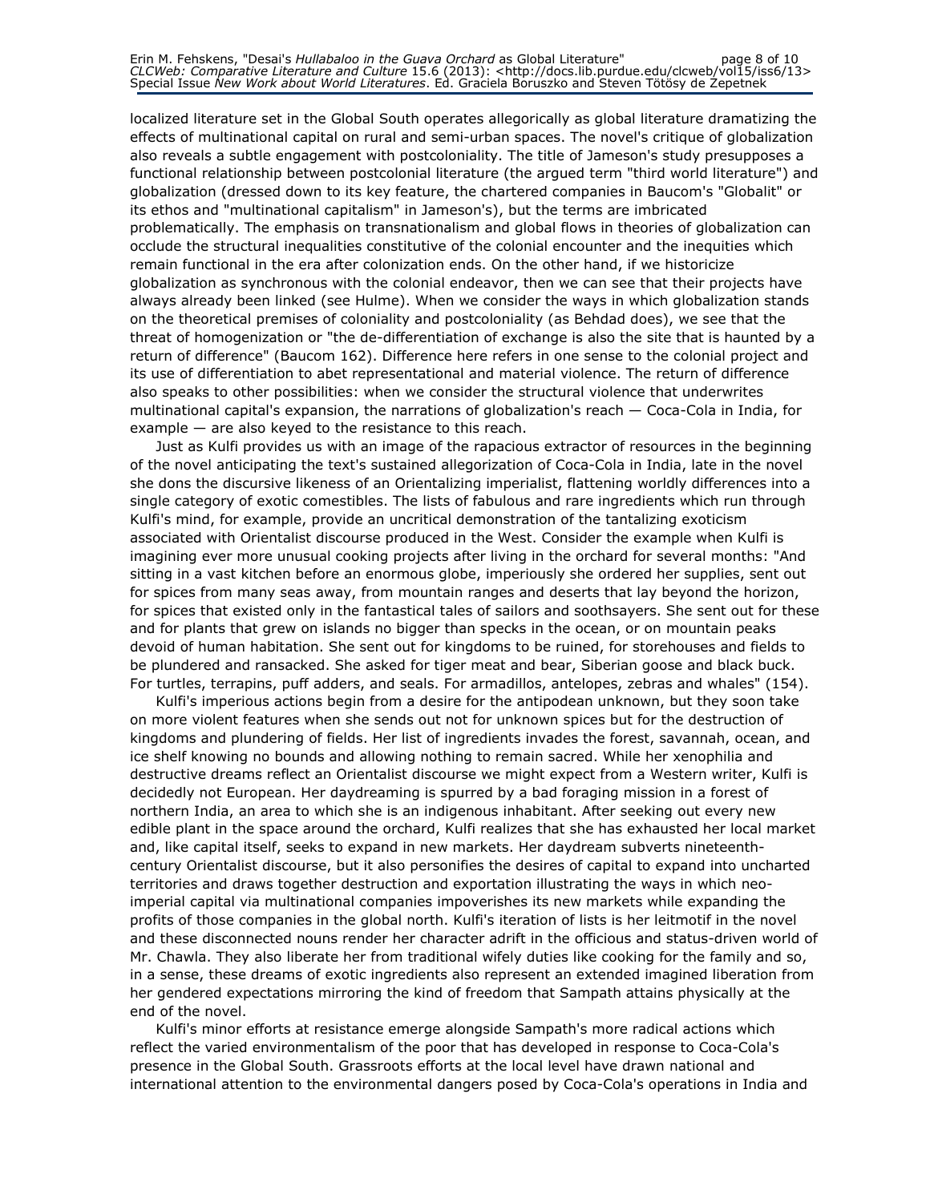localized literature set in the Global South operates allegorically as global literature dramatizing the effects of multinational capital on rural and semi-urban spaces. The novel's critique of globalization also reveals a subtle engagement with postcoloniality. The title of Jameson's study presupposes a functional relationship between postcolonial literature (the argued term "third world literature") and globalization (dressed down to its key feature, the chartered companies in Baucom's "Globalit" or its ethos and "multinational capitalism" in Jameson's), but the terms are imbricated problematically. The emphasis on transnationalism and global flows in theories of globalization can occlude the structural inequalities constitutive of the colonial encounter and the inequities which remain functional in the era after colonization ends. On the other hand, if we historicize globalization as synchronous with the colonial endeavor, then we can see that their projects have always already been linked (see Hulme). When we consider the ways in which globalization stands on the theoretical premises of coloniality and postcoloniality (as Behdad does), we see that the threat of homogenization or "the de-differentiation of exchange is also the site that is haunted by a return of difference" (Baucom 162). Difference here refers in one sense to the colonial project and its use of differentiation to abet representational and material violence. The return of difference also speaks to other possibilities: when we consider the structural violence that underwrites multinational capital's expansion, the narrations of globalization's reach — Coca-Cola in India, for example — are also keyed to the resistance to this reach.

Just as Kulfi provides us with an image of the rapacious extractor of resources in the beginning of the novel anticipating the text's sustained allegorization of Coca-Cola in India, late in the novel she dons the discursive likeness of an Orientalizing imperialist, flattening worldly differences into a single category of exotic comestibles. The lists of fabulous and rare ingredients which run through Kulfi's mind, for example, provide an uncritical demonstration of the tantalizing exoticism associated with Orientalist discourse produced in the West. Consider the example when Kulfi is imagining ever more unusual cooking projects after living in the orchard for several months: "And sitting in a vast kitchen before an enormous globe, imperiously she ordered her supplies, sent out for spices from many seas away, from mountain ranges and deserts that lay beyond the horizon, for spices that existed only in the fantastical tales of sailors and soothsayers. She sent out for these and for plants that grew on islands no bigger than specks in the ocean, or on mountain peaks devoid of human habitation. She sent out for kingdoms to be ruined, for storehouses and fields to be plundered and ransacked. She asked for tiger meat and bear, Siberian goose and black buck. For turtles, terrapins, puff adders, and seals. For armadillos, antelopes, zebras and whales" (154).

Kulfi's imperious actions begin from a desire for the antipodean unknown, but they soon take on more violent features when she sends out not for unknown spices but for the destruction of kingdoms and plundering of fields. Her list of ingredients invades the forest, savannah, ocean, and ice shelf knowing no bounds and allowing nothing to remain sacred. While her xenophilia and destructive dreams reflect an Orientalist discourse we might expect from a Western writer, Kulfi is decidedly not European. Her daydreaming is spurred by a bad foraging mission in a forest of northern India, an area to which she is an indigenous inhabitant. After seeking out every new edible plant in the space around the orchard, Kulfi realizes that she has exhausted her local market and, like capital itself, seeks to expand in new markets. Her daydream subverts nineteenth-century Orientalist discourse, but it also personifies the desires of capital to expand into uncharted territories and draws together destruction and exportation illustrating the ways in which neo-imperial capital via multinational companies impoverishes its new markets while expanding the profits of those companies in the global north. Kulfi's iteration of lists is her leitmotif in the novel and these disconnected nouns render her character adrift in the officious and status-driven world of Mr. Chawla. They also liberate her from traditional wifely duties like cooking for the family and so, in a sense, these dreams of exotic ingredients also represent an extended imagined liberation from her gendered expectations mirroring the kind of freedom that Sampath attains physically at the end of the novel.

Kulfi's minor efforts at resistance emerge alongside Sampath's more radical actions which reflect the varied environmentalism of the poor that has developed in response to Coca-Cola's presence in the Global South. Grassroots efforts at the local level have drawn national and international attention to the environmental dangers posed by Coca-Cola's operations in India and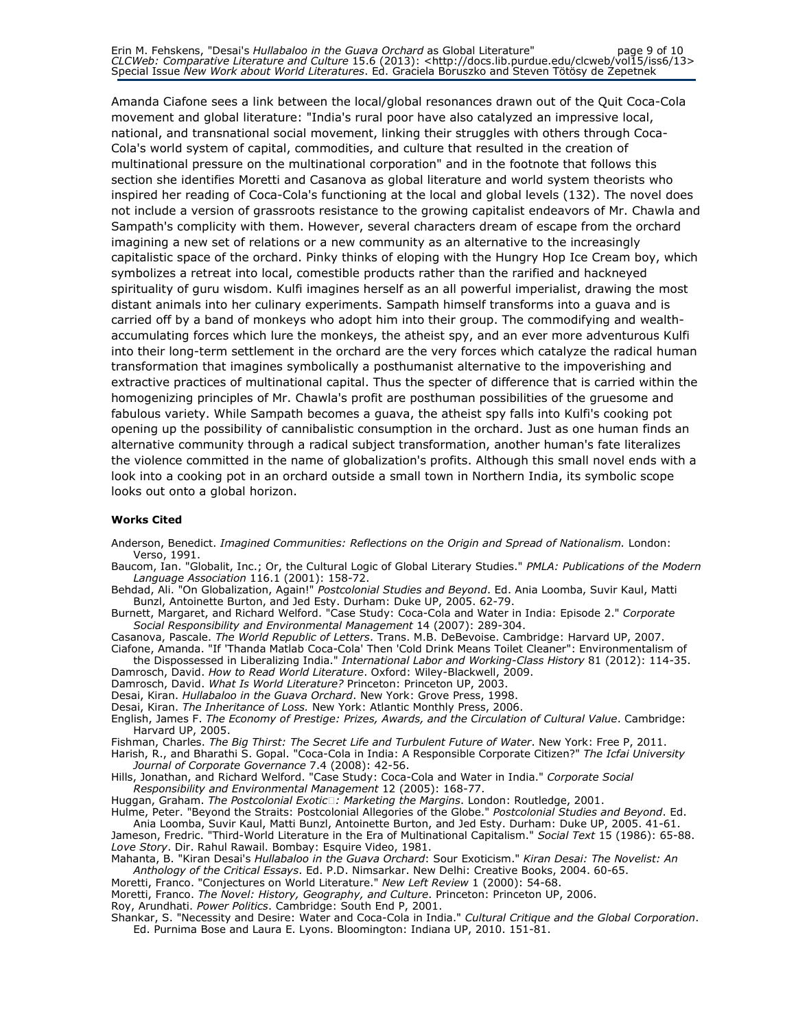Amanda Ciafone sees a link between the local/global resonances drawn out of the Quit Coca-Cola movement and global literature: "India's rural poor have also catalyzed an impressive local, national, and transnational social movement, linking their struggles with others through Coca-Cola's world system of capital, commodities, and culture that resulted in the creation of multinational pressure on the multinational corporation" and in the footnote that follows this section she identifies Moretti and Casanova as global literature and world system theorists who inspired her reading of Coca-Cola's functioning at the local and global levels (132). The novel does not include a version of grassroots resistance to the growing capitalist endeavors of Mr. Chawla and Sampath's complicity with them. However, several characters dream of escape from the orchard imagining a new set of relations or a new community as an alternative to the increasingly capitalistic space of the orchard. Pinky thinks of eloping with the Hungry Hop Ice Cream boy, which symbolizes a retreat into local, comestible products rather than the rarified and hackneyed spirituality of guru wisdom. Kulfi imagines herself as an all powerful imperialist, drawing the most distant animals into her culinary experiments. Sampath himself transforms into a guava and is carried off by a band of monkeys who adopt him into their group. The commodifying and wealth-accumulating forces which lure the monkeys, the atheist spy, and an ever more adventurous Kulfi into their long-term settlement in the orchard are the very forces which catalyze the radical human transformation that imagines symbolically a posthumanist alternative to the impoverishing and extractive practices of multinational capital. Thus the specter of difference that is carried within the homogenizing principles of Mr. Chawla's profit are posthuman possibilities of the gruesome and fabulous variety. While Sampath becomes a guava, the atheist spy falls into Kulfi's cooking pot opening up the possibility of cannibalistic consumption in the orchard. Just as one human finds an alternative community through a radical subject transformation, another human's fate literalizes the violence committed in the name of globalization's profits. Although this small novel ends with a look into a cooking pot in an orchard outside a small town in Northern India, its symbolic scope looks out onto a global horizon.

**Works Cited**

Anderson, Benedict. *Imagined Communities: Reflections on the Origin and Spread of Nationalism.* London: Verso, 1991.

Baucom, Ian. "Globalit, Inc.; Or, the Cultural Logic of Global Literary Studies." *PMLA: Publications of the Modern Language Association* 116.1 (2001): 158-72.

Behdad, Ali. "On Globalization, Again!" *Postcolonial Studies and Beyond*. Ed. Ania Loomba, Suvir Kaul, Matti Bunzl, Antoinette Burton, and Jed Esty. Durham: Duke UP, 2005. 62-79.

Burnett, Margaret, and Richard Welford. "Case Study: Coca-Cola and Water in India: Episode 2." *Corporate Social Responsibility and Environmental Management* 14 (2007): 289-304.

Casanova, Pascale. *The World Republic of Letters*. Trans. M.B. DeBevoise. Cambridge: Harvard UP, 2007.

Ciafone, Amanda. "If 'Thanda Matlab Coca-Cola' Then 'Cold Drink Means Toilet Cleaner": Environmentalism of the Dispossessed in Liberalizing India." *International Labor and Working-Class History* 81 (2012): 114-35.

Damrosch, David. *How to Read World Literature*. Oxford: Wiley-Blackwell, 2009.

Damrosch, David. *What Is World Literature?* Princeton: Princeton UP, 2003.

Desai, Kiran. *Hullabaloo in the Guava Orchard*. New York: Grove Press, 1998.

Desai, Kiran. *The Inheritance of Loss.* New York: Atlantic Monthly Press, 2006.

English, James F. *The Economy of Prestige: Prizes, Awards, and the Circulation of Cultural Value*. Cambridge: Harvard UP, 2005.

Fishman, Charles. *The Big Thirst: The Secret Life and Turbulent Future of Water*. New York: Free P, 2011.

Harish, R., and Bharathi S. Gopal. "Coca-Cola in India: A Responsible Corporate Citizen?" *The Icfai University Journal of Corporate Governance* 7.4 (2008): 42-56.

Hills, Jonathan, and Richard Welford. "Case Study: Coca-Cola and Water in India." *Corporate Social Responsibility and Environmental Management* 12 (2005): 168-77.

Huggan, Graham. *The Postcolonial Exotic: Marketing the Margins*. London: Routledge, 2001.

Hulme, Peter. "Beyond the Straits: Postcolonial Allegories of the Globe." *Postcolonial Studies and Beyond*. Ed. Ania Loomba, Suvir Kaul, Matti Bunzl, Antoinette Burton, and Jed Esty. Durham: Duke UP, 2005. 41-61.

Jameson, Fredric. "Third-World Literature in the Era of Multinational Capitalism." *Social Text* 15 (1986): 65-88.

*Love Story*. Dir. Rahul Rawail. Bombay: Esquire Video, 1981.

Mahanta, B. "Kiran Desai's *Hullabaloo in the Guava Orchard*: Sour Exoticism." *Kiran Desai: The Novelist: An Anthology of the Critical Essays*. Ed. P.D. Nimsarkar. New Delhi: Creative Books, 2004. 60-65.

Moretti, Franco. "Conjectures on World Literature." *New Left Review* 1 (2000): 54-68.

Moretti, Franco. *The Novel: History, Geography, and Culture*. Princeton: Princeton UP, 2006.

Roy, Arundhati. *Power Politics*. Cambridge: South End P, 2001.

Shankar, S. "Necessity and Desire: Water and Coca-Cola in India." *Cultural Critique and the Global Corporation*. Ed. Purnima Bose and Laura E. Lyons. Bloomington: Indiana UP, 2010. 151-81.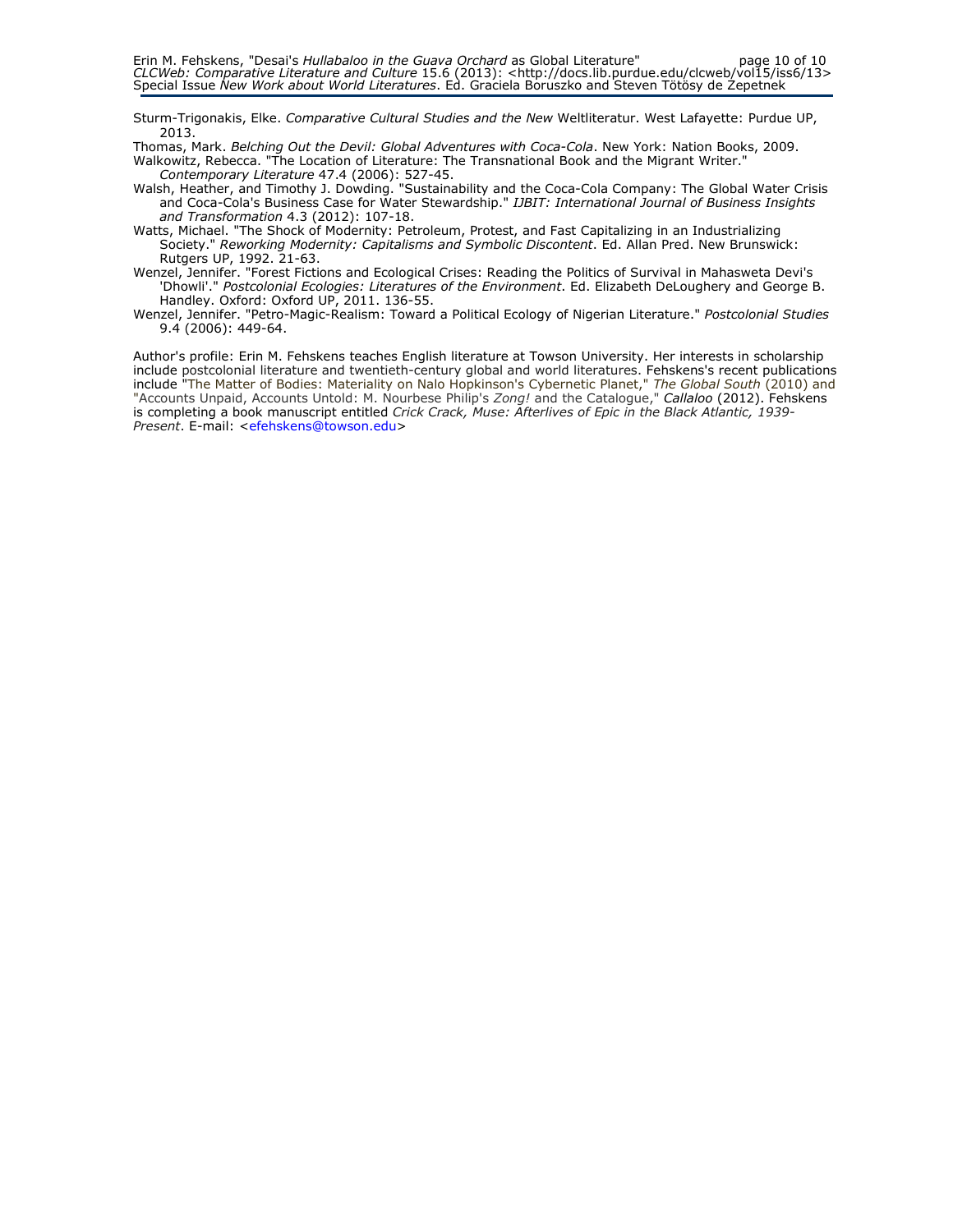Sturm-Trigonakis, Elke. *Comparative Cultural Studies and the New* Weltliteratur. West Lafayette: Purdue UP, 2013.

Thomas, Mark. *Belching Out the Devil: Global Adventures with Coca-Cola*. New York: Nation Books, 2009.

Walkowitz, Rebecca. "The Location of Literature: The Transnational Book and the Migrant Writer." *Contemporary Literature* 47.4 (2006): 527-45.

Walsh, Heather, and Timothy J. Dowding. "Sustainability and the Coca-Cola Company: The Global Water Crisis and Coca-Cola's Business Case for Water Stewardship." *IJBIT: International Journal of Business Insights and Transformation* 4.3 (2012): 107-18.

Watts, Michael. "The Shock of Modernity: Petroleum, Protest, and Fast Capitalizing in an Industrializing Society." *Reworking Modernity: Capitalisms and Symbolic Discontent*. Ed. Allan Pred. New Brunswick: Rutgers UP, 1992. 21-63.

Wenzel, Jennifer. "Forest Fictions and Ecological Crises: Reading the Politics of Survival in Mahasweta Devi's 'Dhowli'." *Postcolonial Ecologies: Literatures of the Environment*. Ed. Elizabeth DeLoughery and George B. Handley. Oxford: Oxford UP, 2011. 136-55.

Wenzel, Jennifer. "Petro-Magic-Realism: Toward a Political Ecology of Nigerian Literature." *Postcolonial Studies* 9.4 (2006): 449-64.

Author's profile: Erin M. Fehskens teaches English literature at Towson University. Her interests in scholarship include postcolonial literature and twentieth-century global and world literatures. Fehskens's recent publications include "The Matter of Bodies: Materiality on Nalo Hopkinson's Cybernetic Planet," *The Global South* (2010) and "Accounts Unpaid, Accounts Untold: M. Nourbese Philip's *Zong!* and the Catalogue," *Callaloo* (2012). Fehskens is completing a book manuscript entitled *Crick Crack, Muse: Afterlives of Epic in the Black Atlantic, 1939-Present*. E-mail: <efehskens@towson.edu>